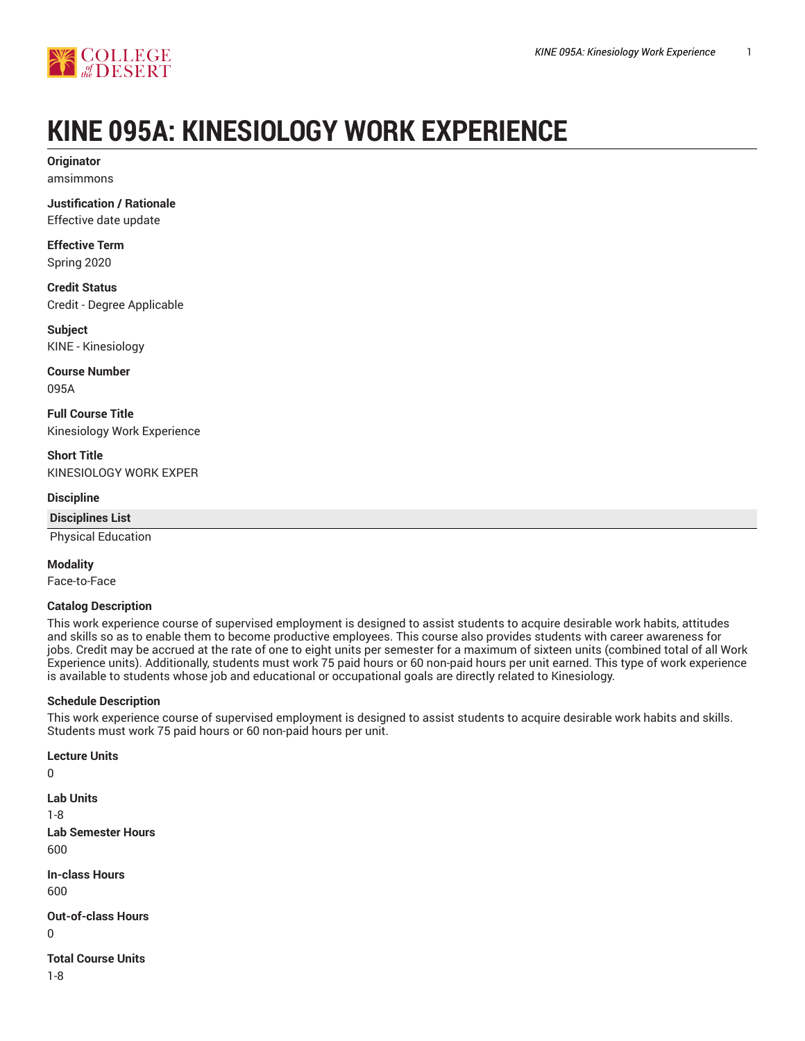# KINE 095A: KINESIOLOGY WORK EXPERIENCE

**Originator**
amsimmons

**Justification / Rationale**
Effective date update

**Effective Term**
Spring 2020

**Credit Status**
Credit - Degree Applicable

**Subject**
KINE - Kinesiology

**Course Number**
095A

**Full Course Title**
Kinesiology Work Experience

**Short Title**
KINESIOLOGY WORK EXPER

**Discipline**

| Disciplines List |
| --- |
| Physical Education |

**Modality**
Face-to-Face

**Catalog Description**
This work experience course of supervised employment is designed to assist students to acquire desirable work habits, attitudes and skills so as to enable them to become productive employees. This course also provides students with career awareness for jobs. Credit may be accrued at the rate of one to eight units per semester for a maximum of sixteen units (combined total of all Work Experience units). Additionally, students must work 75 paid hours or 60 non-paid hours per unit earned. This type of work experience is available to students whose job and educational or occupational goals are directly related to Kinesiology.

**Schedule Description**
This work experience course of supervised employment is designed to assist students to acquire desirable work habits and skills. Students must work 75 paid hours or 60 non-paid hours per unit.

**Lecture Units**
0

**Lab Units**
1-8

**Lab Semester Hours**
600

**In-class Hours**
600

**Out-of-class Hours**
0

**Total Course Units**
1-8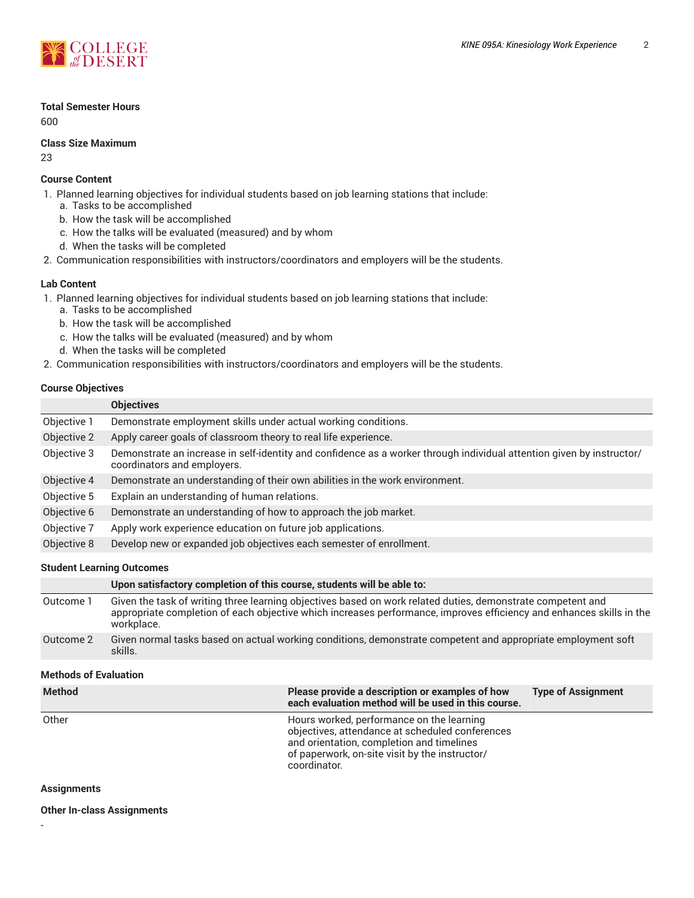**Total Semester Hours**

600

**Class Size Maximum**

23

**Course Content**

1. Planned learning objectives for individual students based on job learning stations that include:
   a. Tasks to be accomplished
   b. How the task will be accomplished
   c. How the talks will be evaluated (measured) and by whom
   d. When the tasks will be completed
2. Communication responsibilities with instructors/coordinators and employers will be the students.

**Lab Content**

1. Planned learning objectives for individual students based on job learning stations that include:
   a. Tasks to be accomplished
   b. How the task will be accomplished
   c. How the talks will be evaluated (measured) and by whom
   d. When the tasks will be completed
2. Communication responsibilities with instructors/coordinators and employers will be the students.

**Course Objectives**

| | Objectives |
|---|---|
| Objective 1 | Demonstrate employment skills under actual working conditions. |
| Objective 2 | Apply career goals of classroom theory to real life experience. |
| Objective 3 | Demonstrate an increase in self-identity and confidence as a worker through individual attention given by instructor/coordinators and employers. |
| Objective 4 | Demonstrate an understanding of their own abilities in the work environment. |
| Objective 5 | Explain an understanding of human relations. |
| Objective 6 | Demonstrate an understanding of how to approach the job market. |
| Objective 7 | Apply work experience education on future job applications. |
| Objective 8 | Develop new or expanded job objectives each semester of enrollment. |

**Student Learning Outcomes**

| | Upon satisfactory completion of this course, students will be able to: |
|---|---|
| Outcome 1 | Given the task of writing three learning objectives based on work related duties, demonstrate competent and appropriate completion of each objective which increases performance, improves efficiency and enhances skills in the workplace. |
| Outcome 2 | Given normal tasks based on actual working conditions, demonstrate competent and appropriate employment soft skills. |

**Methods of Evaluation**

| Method | Please provide a description or examples of how each evaluation method will be used in this course. | Type of Assignment |
|---|---|---|
| Other | Hours worked, performance on the learning objectives, attendance at scheduled conferences and orientation, completion and timelines of paperwork, on-site visit by the instructor/coordinator. | |

**Assignments**

**Other In-class Assignments**

-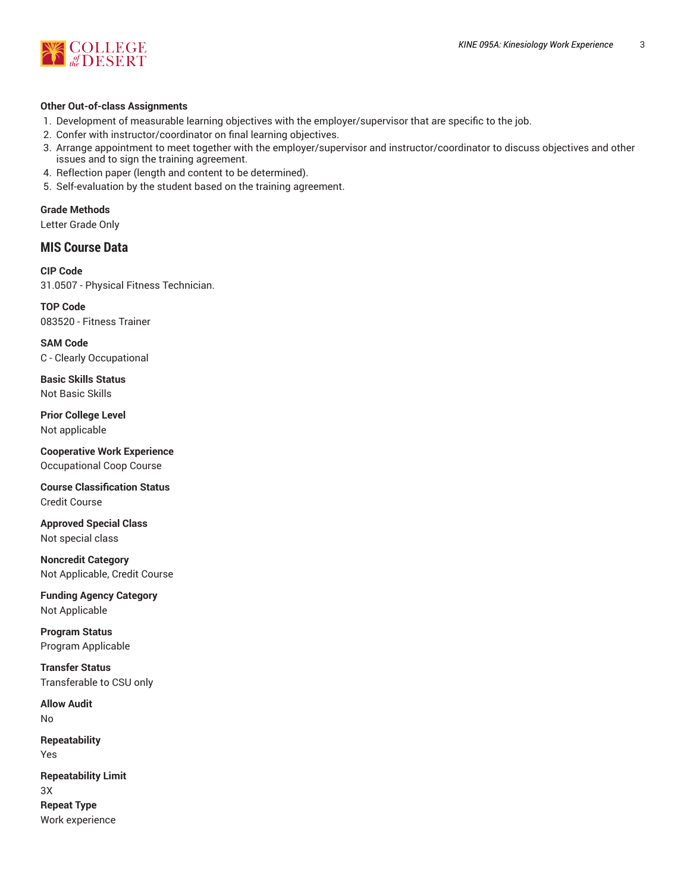#### Other Out-of-class Assignments

1. Development of measurable learning objectives with the employer/supervisor that are specific to the job.
2. Confer with instructor/coordinator on final learning objectives.
3. Arrange appointment to meet together with the employer/supervisor and instructor/coordinator to discuss objectives and other issues and to sign the training agreement.
4. Reflection paper (length and content to be determined).
5. Self-evaluation by the student based on the training agreement.

#### Grade Methods

Letter Grade Only

## MIS Course Data

#### CIP Code

31.0507 - Physical Fitness Technician.

#### TOP Code

083520 - Fitness Trainer

#### SAM Code

C - Clearly Occupational

#### Basic Skills Status

Not Basic Skills

#### Prior College Level

Not applicable

#### Cooperative Work Experience

Occupational Coop Course

#### Course Classification Status

Credit Course

#### Approved Special Class

Not special class

#### Noncredit Category

Not Applicable, Credit Course

#### Funding Agency Category

Not Applicable

#### Program Status

Program Applicable

#### Transfer Status

Transferable to CSU only

#### Allow Audit

No

#### Repeatability

Yes

#### Repeatability Limit

3X

#### Repeat Type

Work experience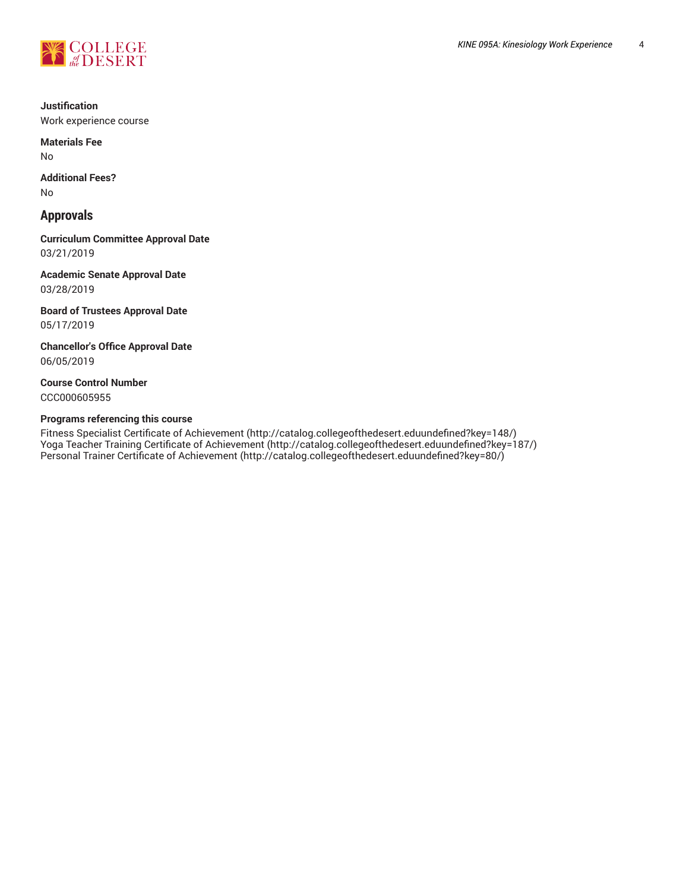**Justification**

Work experience course

**Materials Fee**

No

**Additional Fees?**

No

## Approvals

**Curriculum Committee Approval Date**

03/21/2019

**Academic Senate Approval Date**

03/28/2019

**Board of Trustees Approval Date**

05/17/2019

**Chancellor's Office Approval Date**

06/05/2019

**Course Control Number**

CCC000605955

**Programs referencing this course**

Fitness Specialist Certificate of Achievement (http://catalog.collegeofthedesert.eduundefined?key=148/)
Yoga Teacher Training Certificate of Achievement (http://catalog.collegeofthedesert.eduundefined?key=187/)
Personal Trainer Certificate of Achievement (http://catalog.collegeofthedesert.eduundefined?key=80/)